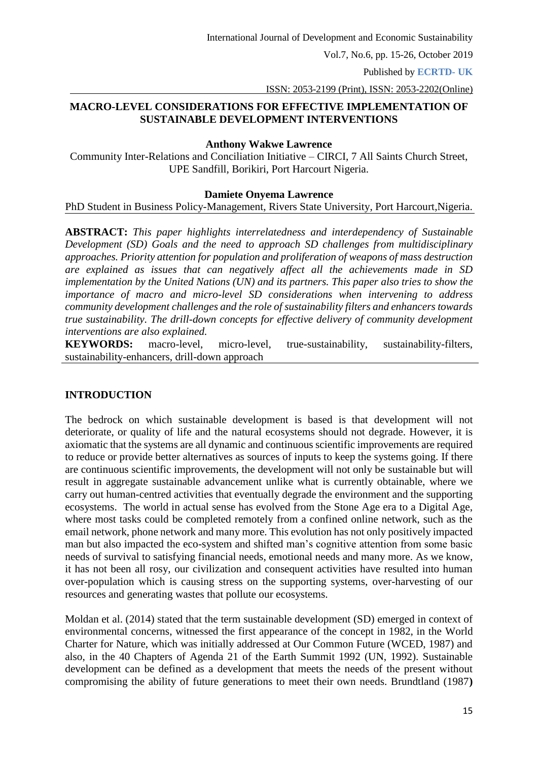# MACRO-LEVEL CONSIDERATIONS FOR EFFECTIVE IMPLEMENTATION OF SUSTAINABLE DEVELOPMENT INTERVENTIONS

**Anthony Wakwe Lawrence**

Community Inter-Relations and Conciliation Initiative – CIRCI, 7 All Saints Church Street, UPE Sandfill, Borikiri, Port Harcourt Nigeria.

**Damiete Onyema Lawrence**

PhD Student in Business Policy-Management, Rivers State University, Port Harcourt,Nigeria.

**ABSTRACT:** *This paper highlights interrelatedness and interdependency of Sustainable Development (SD) Goals and the need to approach SD challenges from multidisciplinary approaches. Priority attention for population and proliferation of weapons of mass destruction are explained as issues that can negatively affect all the achievements made in SD implementation by the United Nations (UN) and its partners. This paper also tries to show the importance of macro and micro-level SD considerations when intervening to address community development challenges and the role of sustainability filters and enhancers towards true sustainability. The drill-down concepts for effective delivery of community development interventions are also explained.*

**KEYWORDS:** macro-level, micro-level, true-sustainability, sustainability-filters, sustainability-enhancers, drill-down approach

## INTRODUCTION

The bedrock on which sustainable development is based is that development will not deteriorate, or quality of life and the natural ecosystems should not degrade. However, it is axiomatic that the systems are all dynamic and continuous scientific improvements are required to reduce or provide better alternatives as sources of inputs to keep the systems going. If there are continuous scientific improvements, the development will not only be sustainable but will result in aggregate sustainable advancement unlike what is currently obtainable, where we carry out human-centred activities that eventually degrade the environment and the supporting ecosystems. The world in actual sense has evolved from the Stone Age era to a Digital Age, where most tasks could be completed remotely from a confined online network, such as the email network, phone network and many more. This evolution has not only positively impacted man but also impacted the eco-system and shifted man's cognitive attention from some basic needs of survival to satisfying financial needs, emotional needs and many more. As we know, it has not been all rosy, our civilization and consequent activities have resulted into human over-population which is causing stress on the supporting systems, over-harvesting of our resources and generating wastes that pollute our ecosystems.

Moldan et al. (2014) stated that the term sustainable development (SD) emerged in context of environmental concerns, witnessed the first appearance of the concept in 1982, in the World Charter for Nature, which was initially addressed at Our Common Future (WCED, 1987) and also, in the 40 Chapters of Agenda 21 of the Earth Summit 1992 (UN, 1992). Sustainable development can be defined as a development that meets the needs of the present without compromising the ability of future generations to meet their own needs. Brundtland (1987)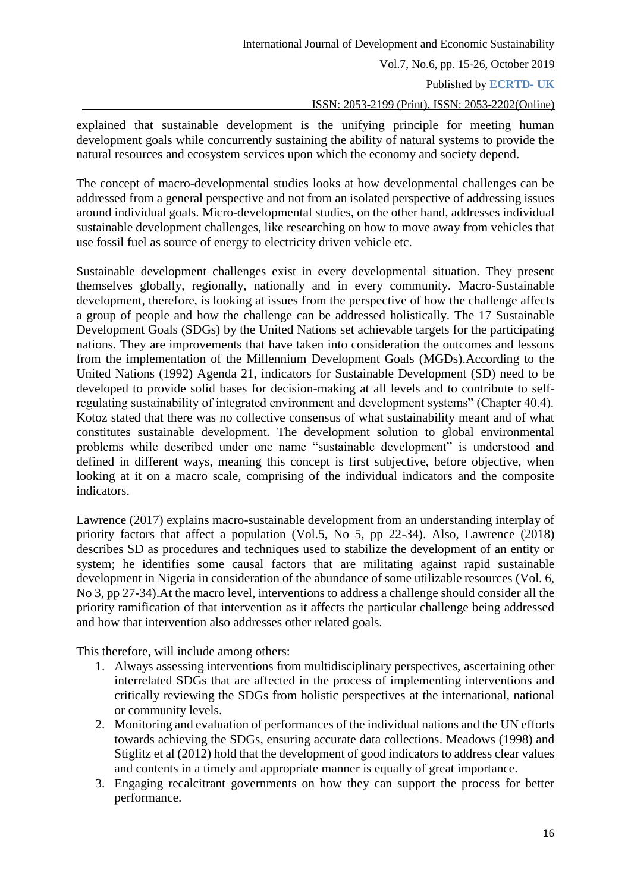explained that sustainable development is the unifying principle for meeting human development goals while concurrently sustaining the ability of natural systems to provide the natural resources and ecosystem services upon which the economy and society depend.

The concept of macro-developmental studies looks at how developmental challenges can be addressed from a general perspective and not from an isolated perspective of addressing issues around individual goals. Micro-developmental studies, on the other hand, addresses individual sustainable development challenges, like researching on how to move away from vehicles that use fossil fuel as source of energy to electricity driven vehicle etc.

Sustainable development challenges exist in every developmental situation. They present themselves globally, regionally, nationally and in every community. Macro-Sustainable development, therefore, is looking at issues from the perspective of how the challenge affects a group of people and how the challenge can be addressed holistically. The 17 Sustainable Development Goals (SDGs) by the United Nations set achievable targets for the participating nations. They are improvements that have taken into consideration the outcomes and lessons from the implementation of the Millennium Development Goals (MGDs).According to the United Nations (1992) Agenda 21, indicators for Sustainable Development (SD) need to be developed to provide solid bases for decision-making at all levels and to contribute to self-regulating sustainability of integrated environment and development systems" (Chapter 40.4). Kotoz stated that there was no collective consensus of what sustainability meant and of what constitutes sustainable development. The development solution to global environmental problems while described under one name "sustainable development" is understood and defined in different ways, meaning this concept is first subjective, before objective, when looking at it on a macro scale, comprising of the individual indicators and the composite indicators.

Lawrence (2017) explains macro-sustainable development from an understanding interplay of priority factors that affect a population (Vol.5, No 5, pp 22-34). Also, Lawrence (2018) describes SD as procedures and techniques used to stabilize the development of an entity or system; he identifies some causal factors that are militating against rapid sustainable development in Nigeria in consideration of the abundance of some utilizable resources (Vol. 6, No 3, pp 27-34).At the macro level, interventions to address a challenge should consider all the priority ramification of that intervention as it affects the particular challenge being addressed and how that intervention also addresses other related goals.

This therefore, will include among others:

1. Always assessing interventions from multidisciplinary perspectives, ascertaining other interrelated SDGs that are affected in the process of implementing interventions and critically reviewing the SDGs from holistic perspectives at the international, national or community levels.
2. Monitoring and evaluation of performances of the individual nations and the UN efforts towards achieving the SDGs, ensuring accurate data collections. Meadows (1998) and Stiglitz et al (2012) hold that the development of good indicators to address clear values and contents in a timely and appropriate manner is equally of great importance.
3. Engaging recalcitrant governments on how they can support the process for better performance.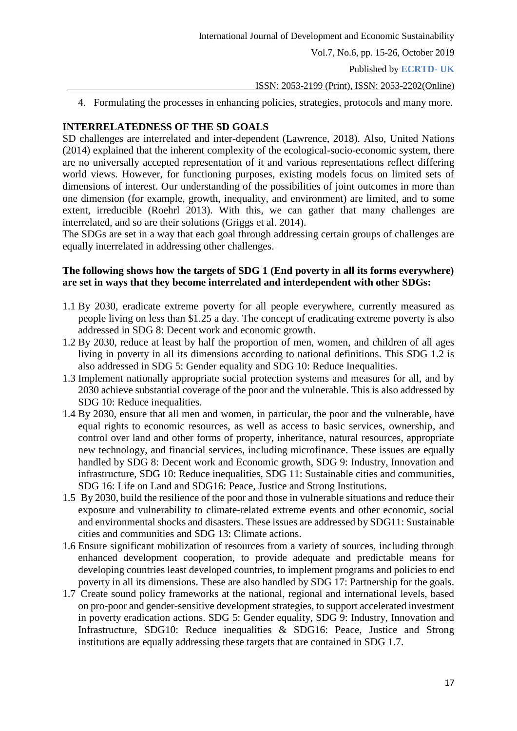4. Formulating the processes in enhancing policies, strategies, protocols and many more.

## INTERRELATEDNESS OF THE SD GOALS

SD challenges are interrelated and inter-dependent (Lawrence, 2018). Also, United Nations (2014) explained that the inherent complexity of the ecological-socio-economic system, there are no universally accepted representation of it and various representations reflect differing world views. However, for functioning purposes, existing models focus on limited sets of dimensions of interest. Our understanding of the possibilities of joint outcomes in more than one dimension (for example, growth, inequality, and environment) are limited, and to some extent, irreducible (Roehrl 2013). With this, we can gather that many challenges are interrelated, and so are their solutions (Griggs et al. 2014).

The SDGs are set in a way that each goal through addressing certain groups of challenges are equally interrelated in addressing other challenges.

**The following shows how the targets of SDG 1 (End poverty in all its forms everywhere) are set in ways that they become interrelated and interdependent with other SDGs:**

1.1 By 2030, eradicate extreme poverty for all people everywhere, currently measured as people living on less than $1.25 a day. The concept of eradicating extreme poverty is also addressed in SDG 8: Decent work and economic growth.

1.2 By 2030, reduce at least by half the proportion of men, women, and children of all ages living in poverty in all its dimensions according to national definitions. This SDG 1.2 is also addressed in SDG 5: Gender equality and SDG 10: Reduce Inequalities.

1.3 Implement nationally appropriate social protection systems and measures for all, and by 2030 achieve substantial coverage of the poor and the vulnerable. This is also addressed by SDG 10: Reduce inequalities.

1.4 By 2030, ensure that all men and women, in particular, the poor and the vulnerable, have equal rights to economic resources, as well as access to basic services, ownership, and control over land and other forms of property, inheritance, natural resources, appropriate new technology, and financial services, including microfinance. These issues are equally handled by SDG 8: Decent work and Economic growth, SDG 9: Industry, Innovation and infrastructure, SDG 10: Reduce inequalities, SDG 11: Sustainable cities and communities, SDG 16: Life on Land and SDG16: Peace, Justice and Strong Institutions.

1.5 By 2030, build the resilience of the poor and those in vulnerable situations and reduce their exposure and vulnerability to climate-related extreme events and other economic, social and environmental shocks and disasters. These issues are addressed by SDG11: Sustainable cities and communities and SDG 13: Climate actions.

1.6 Ensure significant mobilization of resources from a variety of sources, including through enhanced development cooperation, to provide adequate and predictable means for developing countries least developed countries, to implement programs and policies to end poverty in all its dimensions. These are also handled by SDG 17: Partnership for the goals.

1.7 Create sound policy frameworks at the national, regional and international levels, based on pro-poor and gender-sensitive development strategies, to support accelerated investment in poverty eradication actions. SDG 5: Gender equality, SDG 9: Industry, Innovation and Infrastructure, SDG10: Reduce inequalities & SDG16: Peace, Justice and Strong institutions are equally addressing these targets that are contained in SDG 1.7.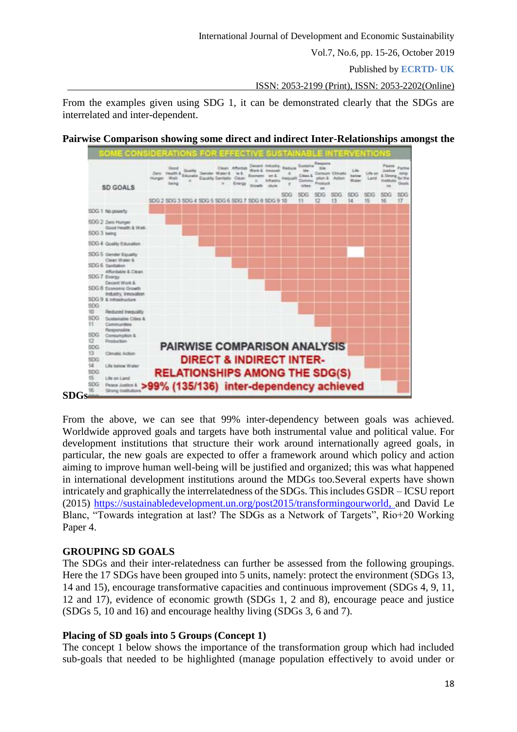From the examples given using SDG 1, it can be demonstrated clearly that the SDGs are interrelated and inter-dependent.

**Pairwise Comparison showing some direct and indirect Inter-Relationships amongst the SDGs**

From the above, we can see that 99% inter-dependency between goals was achieved. Worldwide approved goals and targets have both instrumental value and political value. For development institutions that structure their work around internationally agreed goals, in particular, the new goals are expected to offer a framework around which policy and action aiming to improve human well-being will be justified and organized; this was what happened in international development institutions around the MDGs too.Several experts have shown intricately and graphically the interrelatedness of the SDGs. This includes GSDR – ICSU report (2015) https://sustainabledevelopment.un.org/post2015/transformingourworld, and David Le Blanc, "Towards integration at last? The SDGs as a Network of Targets", Rio+20 Working Paper 4.

## GROUPING SD GOALS

The SDGs and their inter-relatedness can further be assessed from the following groupings. Here the 17 SDGs have been grouped into 5 units, namely: protect the environment (SDGs 13, 14 and 15), encourage transformative capacities and continuous improvement (SDGs 4, 9, 11, 12 and 17), evidence of economic growth (SDGs 1, 2 and 8), encourage peace and justice (SDGs 5, 10 and 16) and encourage healthy living (SDGs 3, 6 and 7).

### Placing of SD goals into 5 Groups (Concept 1)

The concept 1 below shows the importance of the transformation group which had included sub-goals that needed to be highlighted (manage population effectively to avoid under or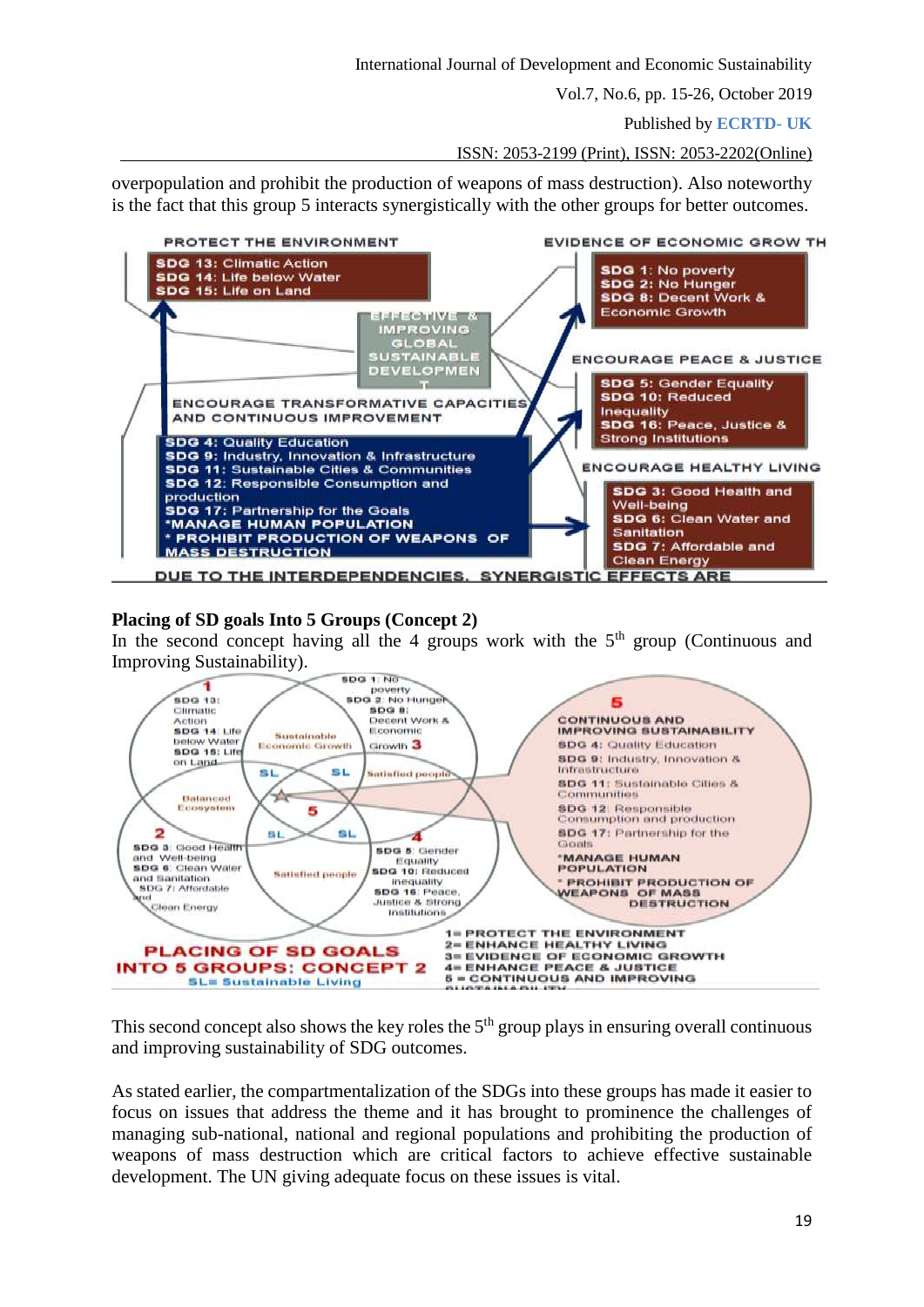overpopulation and prohibit the production of weapons of mass destruction). Also noteworthy is the fact that this group 5 interacts synergistically with the other groups for better outcomes.

PROTECT THE ENVIRONMENT

SDG 13: Climatic Action
SDG 14: Life below Water
SDG 15: Life on Land

EVIDENCE OF ECONOMIC GROWTH

SDG 1: No poverty
SDG 2: No Hunger
SDG 8: Decent Work & Economic Growth

EFFECTIVE & IMPROVING GLOBAL SUSTAINABLE DEVELOPMENT

ENCOURAGE PEACE & JUSTICE

SDG 5: Gender Equality
SDG 10: Reduced Inequality
SDG 16: Peace, Justice & Strong Institutions

ENCOURAGE TRANSFORMATIVE CAPACITIES AND CONTINUOUS IMPROVEMENT

SDG 4: Quality Education
SDG 9: Industry, Innovation & Infrastructure
SDG 11: Sustainable Cities & Communities
SDG 12: Responsible Consumption and production
SDG 17: Partnership for the Goals
*MANAGE HUMAN POPULATION
* PROHIBIT PRODUCTION OF WEAPONS OF MASS DESTRUCTION

ENCOURAGE HEALTHY LIVING

SDG 3: Good Health and Well-being
SDG 6: Clean Water and Sanitation
SDG 7: Affordable and Clean Energy

DUE TO THE INTERDEPENDENCIES, SYNERGISTIC EFFECTS ARE

**Placing of SD goals Into 5 Groups (Concept 2)**

In the second concept having all the 4 groups work with the 5th group (Continuous and Improving Sustainability).

1: SDG 13: Climatic Action; SDG 14: Life below Water; SDG 15: Life on Land

3: SDG 1: No poverty; SDG 2: No Hunger; SDG 8: Decent Work & Economic Growth

2: SDG 3: Good Health and Well-being; SDG 6: Clean Water and Sanitation; SDG 7: Affordable and Clean Energy

4: SDG 5: Gender Equality; SDG 10: Reduced inequality; SDG 16: Peace, Justice & Strong Institutions

Sustainable Economic Growth; Satisfied people; Balanced Ecosystem; Satisfied people; SL; SL; SL; SL

5: CONTINUOUS AND IMPROVING SUSTAINABILITY
SDG 4: Quality Education
SDG 9: Industry, Innovation & Infrastructure
SDG 11: Sustainable Cities & Communities
SDG 12: Responsible Consumption and production
SDG 17: Partnership for the Goals
*MANAGE HUMAN POPULATION
* PROHIBIT PRODUCTION OF WEAPONS OF MASS DESTRUCTION

PLACING OF SD GOALS INTO 5 GROUPS: CONCEPT 2
SL= Sustainable Living

1= PROTECT THE ENVIRONMENT
2= ENHANCE HEALTHY LIVING
3= EVIDENCE OF ECONOMIC GROWTH
4= ENHANCE PEACE & JUSTICE
5 = CONTINUOUS AND IMPROVING SUSTAINABILITY

This second concept also shows the key roles the 5th group plays in ensuring overall continuous and improving sustainability of SDG outcomes.

As stated earlier, the compartmentalization of the SDGs into these groups has made it easier to focus on issues that address the theme and it has brought to prominence the challenges of managing sub-national, national and regional populations and prohibiting the production of weapons of mass destruction which are critical factors to achieve effective sustainable development. The UN giving adequate focus on these issues is vital.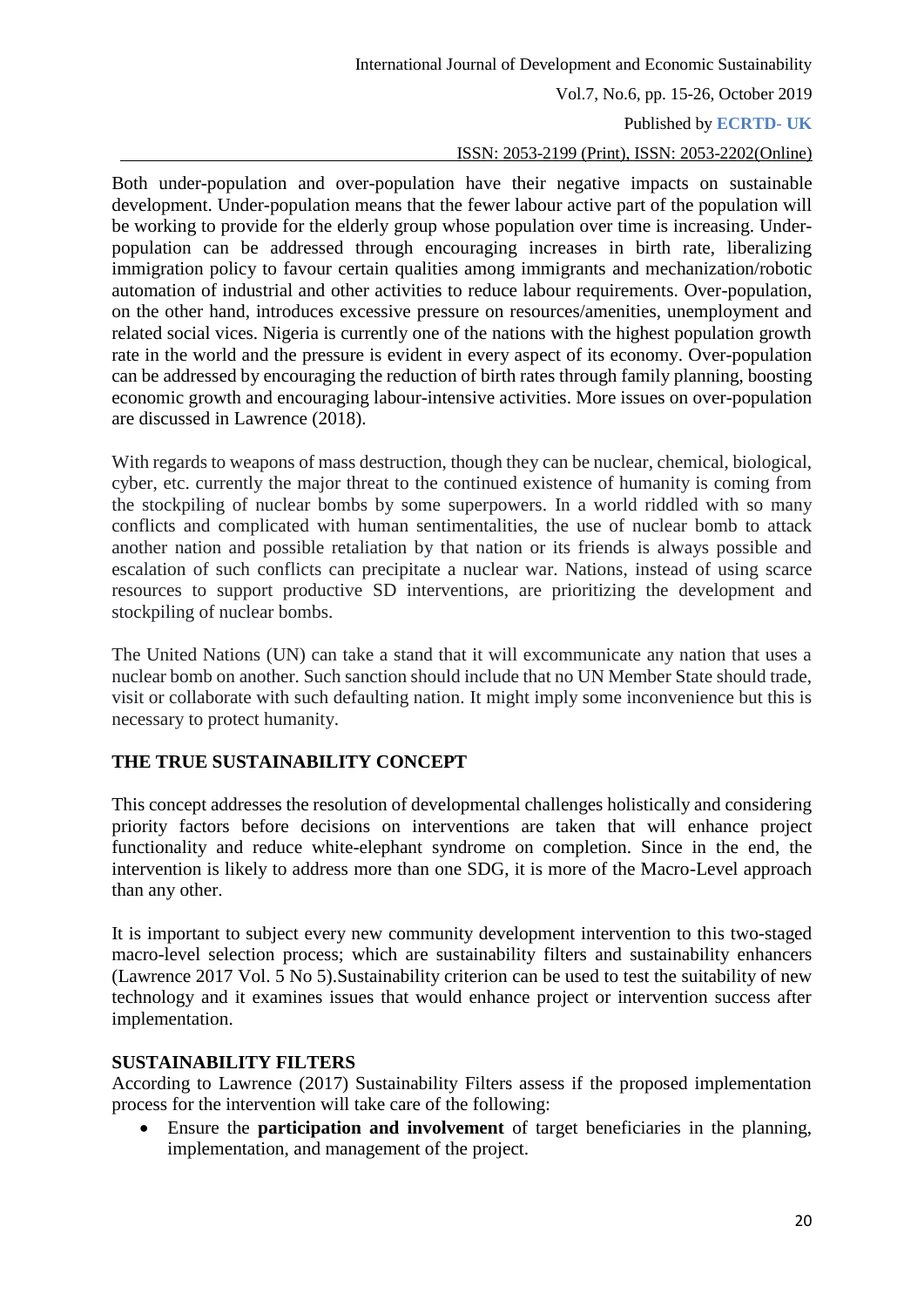Both under-population and over-population have their negative impacts on sustainable development. Under-population means that the fewer labour active part of the population will be working to provide for the elderly group whose population over time is increasing. Under-population can be addressed through encouraging increases in birth rate, liberalizing immigration policy to favour certain qualities among immigrants and mechanization/robotic automation of industrial and other activities to reduce labour requirements. Over-population, on the other hand, introduces excessive pressure on resources/amenities, unemployment and related social vices. Nigeria is currently one of the nations with the highest population growth rate in the world and the pressure is evident in every aspect of its economy. Over-population can be addressed by encouraging the reduction of birth rates through family planning, boosting economic growth and encouraging labour-intensive activities. More issues on over-population are discussed in Lawrence (2018).

With regards to weapons of mass destruction, though they can be nuclear, chemical, biological, cyber, etc. currently the major threat to the continued existence of humanity is coming from the stockpiling of nuclear bombs by some superpowers. In a world riddled with so many conflicts and complicated with human sentimentalities, the use of nuclear bomb to attack another nation and possible retaliation by that nation or its friends is always possible and escalation of such conflicts can precipitate a nuclear war. Nations, instead of using scarce resources to support productive SD interventions, are prioritizing the development and stockpiling of nuclear bombs.

The United Nations (UN) can take a stand that it will excommunicate any nation that uses a nuclear bomb on another. Such sanction should include that no UN Member State should trade, visit or collaborate with such defaulting nation. It might imply some inconvenience but this is necessary to protect humanity.

## THE TRUE SUSTAINABILITY CONCEPT

This concept addresses the resolution of developmental challenges holistically and considering priority factors before decisions on interventions are taken that will enhance project functionality and reduce white-elephant syndrome on completion. Since in the end, the intervention is likely to address more than one SDG, it is more of the Macro-Level approach than any other.

It is important to subject every new community development intervention to this two-staged macro-level selection process; which are sustainability filters and sustainability enhancers (Lawrence 2017 Vol. 5 No 5).Sustainability criterion can be used to test the suitability of new technology and it examines issues that would enhance project or intervention success after implementation.

### SUSTAINABILITY FILTERS

According to Lawrence (2017) Sustainability Filters assess if the proposed implementation process for the intervention will take care of the following:

- Ensure the **participation and involvement** of target beneficiaries in the planning, implementation, and management of the project.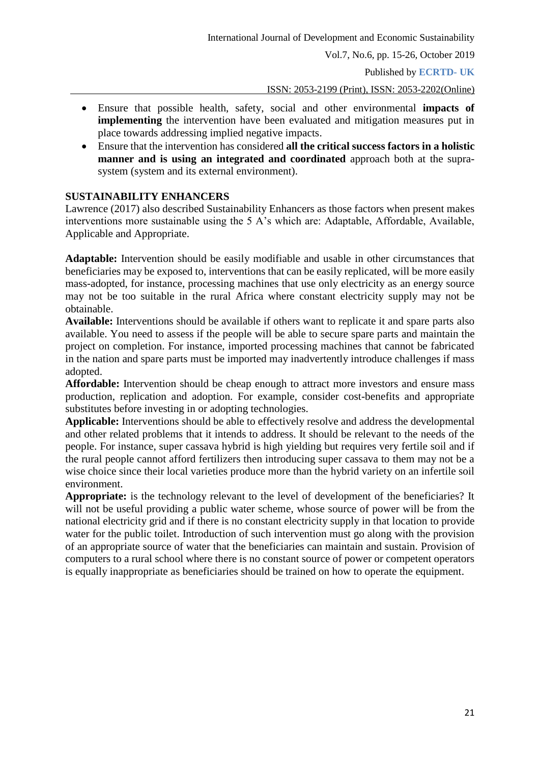- Ensure that possible health, safety, social and other environmental **impacts of implementing** the intervention have been evaluated and mitigation measures put in place towards addressing implied negative impacts.
- Ensure that the intervention has considered **all the critical success factors in a holistic manner and is using an integrated and coordinated** approach both at the supra-system (system and its external environment).

## SUSTAINABILITY ENHANCERS

Lawrence (2017) also described Sustainability Enhancers as those factors when present makes interventions more sustainable using the 5 A's which are: Adaptable, Affordable, Available, Applicable and Appropriate.

**Adaptable:** Intervention should be easily modifiable and usable in other circumstances that beneficiaries may be exposed to, interventions that can be easily replicated, will be more easily mass-adopted, for instance, processing machines that use only electricity as an energy source may not be too suitable in the rural Africa where constant electricity supply may not be obtainable.

**Available:** Interventions should be available if others want to replicate it and spare parts also available. You need to assess if the people will be able to secure spare parts and maintain the project on completion. For instance, imported processing machines that cannot be fabricated in the nation and spare parts must be imported may inadvertently introduce challenges if mass adopted.

**Affordable:** Intervention should be cheap enough to attract more investors and ensure mass production, replication and adoption. For example, consider cost-benefits and appropriate substitutes before investing in or adopting technologies.

**Applicable:** Interventions should be able to effectively resolve and address the developmental and other related problems that it intends to address. It should be relevant to the needs of the people. For instance, super cassava hybrid is high yielding but requires very fertile soil and if the rural people cannot afford fertilizers then introducing super cassava to them may not be a wise choice since their local varieties produce more than the hybrid variety on an infertile soil environment.

**Appropriate:** is the technology relevant to the level of development of the beneficiaries? It will not be useful providing a public water scheme, whose source of power will be from the national electricity grid and if there is no constant electricity supply in that location to provide water for the public toilet. Introduction of such intervention must go along with the provision of an appropriate source of water that the beneficiaries can maintain and sustain. Provision of computers to a rural school where there is no constant source of power or competent operators is equally inappropriate as beneficiaries should be trained on how to operate the equipment.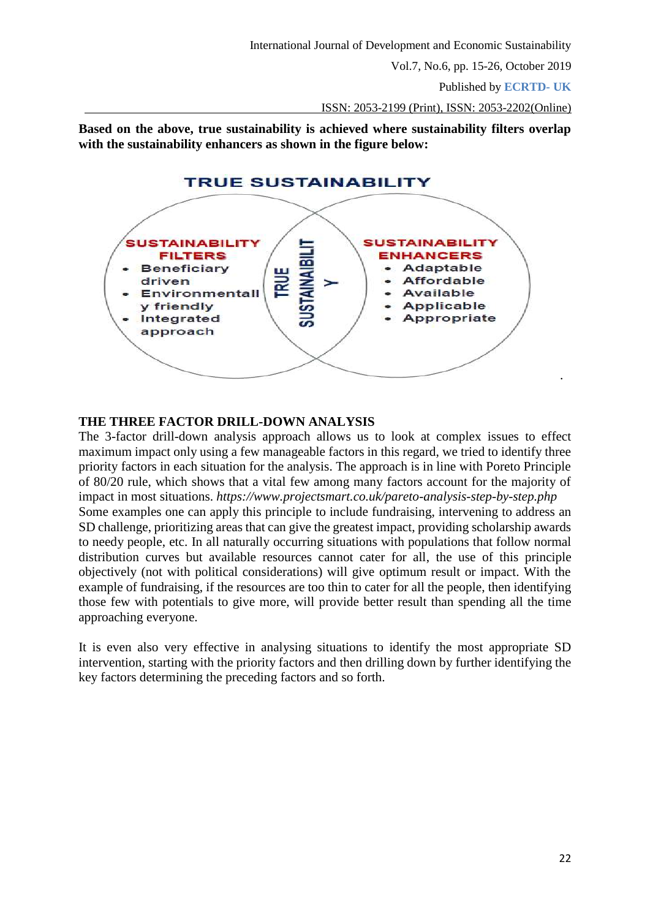**Based on the above, true sustainability is achieved where sustainability filters overlap with the sustainability enhancers as shown in the figure below:**

TRUE SUSTAINABILITY

SUSTAINABILITY FILTERS
- Beneficiary driven
- Environmentally friendly
- Integrated approach

TRUE SUSTAINAIBILITY

SUSTAINABILITY ENHANCERS
- Adaptable
- Affordable
- Available
- Applicable
- Appropriate

## THE THREE FACTOR DRILL-DOWN ANALYSIS

The 3-factor drill-down analysis approach allows us to look at complex issues to effect maximum impact only using a few manageable factors in this regard, we tried to identify three priority factors in each situation for the analysis. The approach is in line with Poreto Principle of 80/20 rule, which shows that a vital few among many factors account for the majority of impact in most situations. *https://www.projectsmart.co.uk/pareto-analysis-step-by-step.php*
Some examples one can apply this principle to include fundraising, intervening to address an SD challenge, prioritizing areas that can give the greatest impact, providing scholarship awards to needy people, etc. In all naturally occurring situations with populations that follow normal distribution curves but available resources cannot cater for all, the use of this principle objectively (not with political considerations) will give optimum result or impact. With the example of fundraising, if the resources are too thin to cater for all the people, then identifying those few with potentials to give more, will provide better result than spending all the time approaching everyone.

It is even also very effective in analysing situations to identify the most appropriate SD intervention, starting with the priority factors and then drilling down by further identifying the key factors determining the preceding factors and so forth.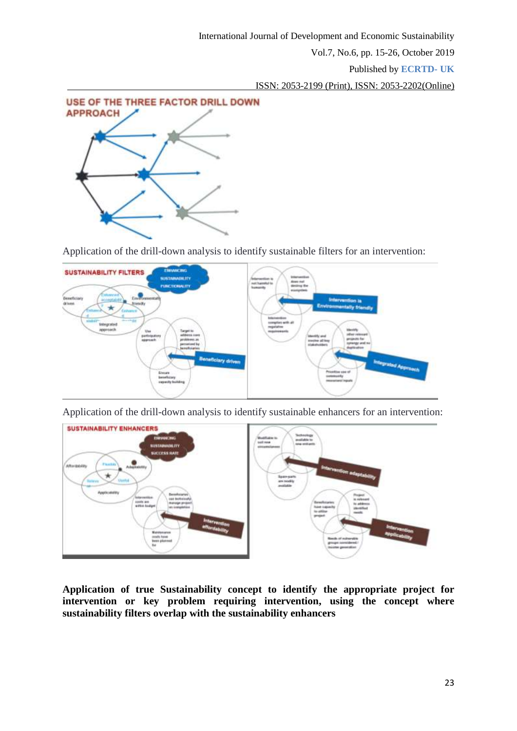USE OF THE THREE FACTOR DRILL DOWN APPROACH

Application of the drill-down analysis to identify sustainable filters for an intervention:

Application of the drill-down analysis to identify sustainable enhancers for an intervention:

**Application of true Sustainability concept to identify the appropriate project for intervention or key problem requiring intervention, using the concept where sustainability filters overlap with the sustainability enhancers**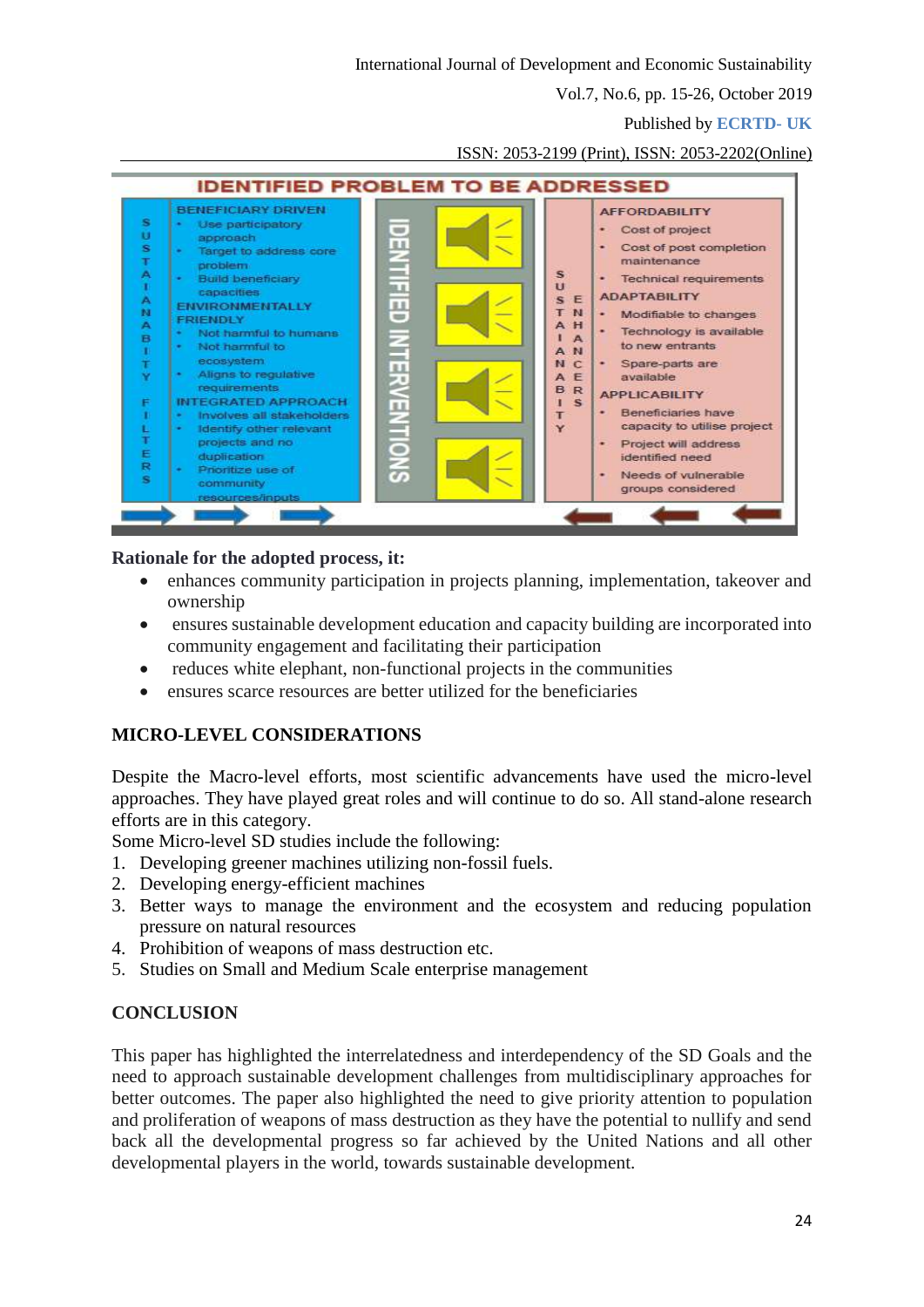IDENTIFIED PROBLEM TO BE ADDRESSED

SUSTAINABILITY FILTERS

BENEFICIARY DRIVEN
- Use participatory approach
- Target to address core problem
- Build beneficiary capacities

ENVIRONMENTALLY FRIENDLY
- Not harmful to humans
- Not harmful to ecosystem
- Aligns to regulative requirements

INTEGRATED APPROACH
- Involves all stakeholders
- Identify other relevant projects and no duplication
- Prioritize use of community resources/inputs

IDENTIFIED INTERVENTIONS

SUSTAINABILITY ENHANCERS

AFFORDABILITY
- Cost of project
- Cost of post completion maintenance
- Technical requirements

ADAPTABILITY
- Modifiable to changes
- Technology is available to new entrants
- Spare-parts are available

APPLICABILITY
- Beneficiaries have capacity to utilise project
- Project will address identified need
- Needs of vulnerable groups considered

**Rationale for the adopted process, it:**

- enhances community participation in projects planning, implementation, takeover and ownership
- ensures sustainable development education and capacity building are incorporated into community engagement and facilitating their participation
- reduces white elephant, non-functional projects in the communities
- ensures scarce resources are better utilized for the beneficiaries

## MICRO-LEVEL CONSIDERATIONS

Despite the Macro-level efforts, most scientific advancements have used the micro-level approaches. They have played great roles and will continue to do so. All stand-alone research efforts are in this category.

Some Micro-level SD studies include the following:

1. Developing greener machines utilizing non-fossil fuels.
2. Developing energy-efficient machines
3. Better ways to manage the environment and the ecosystem and reducing population pressure on natural resources
4. Prohibition of weapons of mass destruction etc.
5. Studies on Small and Medium Scale enterprise management

## CONCLUSION

This paper has highlighted the interrelatedness and interdependency of the SD Goals and the need to approach sustainable development challenges from multidisciplinary approaches for better outcomes. The paper also highlighted the need to give priority attention to population and proliferation of weapons of mass destruction as they have the potential to nullify and send back all the developmental progress so far achieved by the United Nations and all other developmental players in the world, towards sustainable development.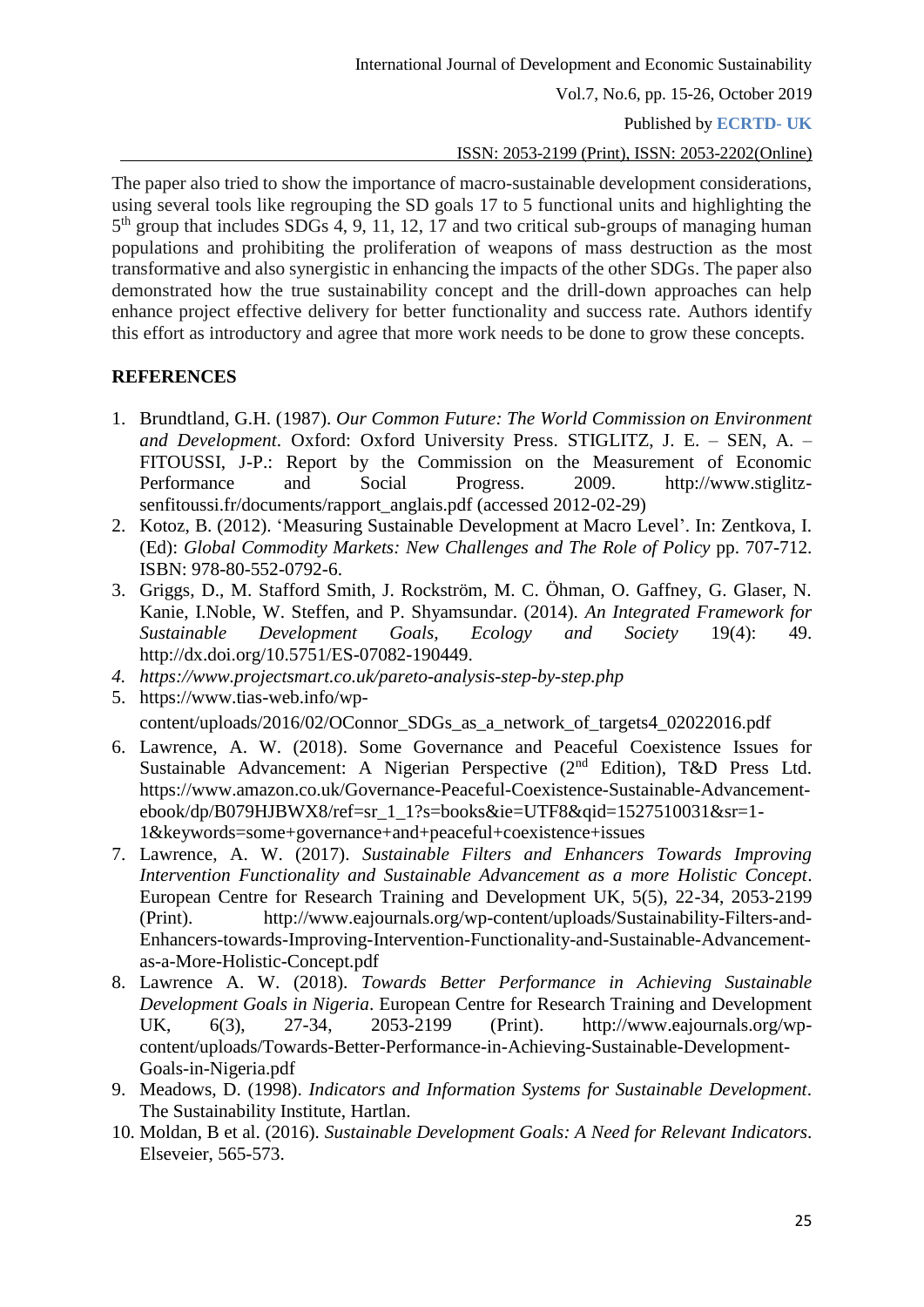The paper also tried to show the importance of macro-sustainable development considerations, using several tools like regrouping the SD goals 17 to 5 functional units and highlighting the 5th group that includes SDGs 4, 9, 11, 12, 17 and two critical sub-groups of managing human populations and prohibiting the proliferation of weapons of mass destruction as the most transformative and also synergistic in enhancing the impacts of the other SDGs. The paper also demonstrated how the true sustainability concept and the drill-down approaches can help enhance project effective delivery for better functionality and success rate. Authors identify this effort as introductory and agree that more work needs to be done to grow these concepts.

## REFERENCES

1. Brundtland, G.H. (1987). *Our Common Future: The World Commission on Environment and Development*. Oxford: Oxford University Press. STIGLITZ, J. E. – SEN, A. – FITOUSSI, J-P.: Report by the Commission on the Measurement of Economic Performance and Social Progress. 2009. http://www.stiglitz-senfitoussi.fr/documents/rapport_anglais.pdf (accessed 2012-02-29)
2. Kotoz, B. (2012). 'Measuring Sustainable Development at Macro Level'. In: Zentkova, I. (Ed): *Global Commodity Markets: New Challenges and The Role of Policy* pp. 707-712. ISBN: 978-80-552-0792-6.
3. Griggs, D., M. Stafford Smith, J. Rockström, M. C. Öhman, O. Gaffney, G. Glaser, N. Kanie, I.Noble, W. Steffen, and P. Shyamsundar. (2014). *An Integrated Framework for Sustainable Development Goals, Ecology and Society* 19(4): 49. http://dx.doi.org/10.5751/ES-07082-190449.
4. *https://www.projectsmart.co.uk/pareto-analysis-step-by-step.php*
5. https://www.tias-web.info/wp-content/uploads/2016/02/OConnor_SDGs_as_a_network_of_targets4_02022016.pdf
6. Lawrence, A. W. (2018). Some Governance and Peaceful Coexistence Issues for Sustainable Advancement: A Nigerian Perspective (2nd Edition), T&D Press Ltd. https://www.amazon.co.uk/Governance-Peaceful-Coexistence-Sustainable-Advancement-ebook/dp/B079HJBWX8/ref=sr_1_1?s=books&ie=UTF8&qid=1527510031&sr=1-1&keywords=some+governance+and+peaceful+coexistence+issues
7. Lawrence, A. W. (2017). *Sustainable Filters and Enhancers Towards Improving Intervention Functionality and Sustainable Advancement as a more Holistic Concept*. European Centre for Research Training and Development UK, 5(5), 22-34, 2053-2199 (Print). http://www.eajournals.org/wp-content/uploads/Sustainability-Filters-and-Enhancers-towards-Improving-Intervention-Functionality-and-Sustainable-Advancement-as-a-More-Holistic-Concept.pdf
8. Lawrence A. W. (2018). *Towards Better Performance in Achieving Sustainable Development Goals in Nigeria*. European Centre for Research Training and Development UK, 6(3), 27-34, 2053-2199 (Print). http://www.eajournals.org/wp-content/uploads/Towards-Better-Performance-in-Achieving-Sustainable-Development-Goals-in-Nigeria.pdf
9. Meadows, D. (1998). *Indicators and Information Systems for Sustainable Development*. The Sustainability Institute, Hartlan.
10. Moldan, B et al. (2016). *Sustainable Development Goals: A Need for Relevant Indicators*. Elseveier, 565-573.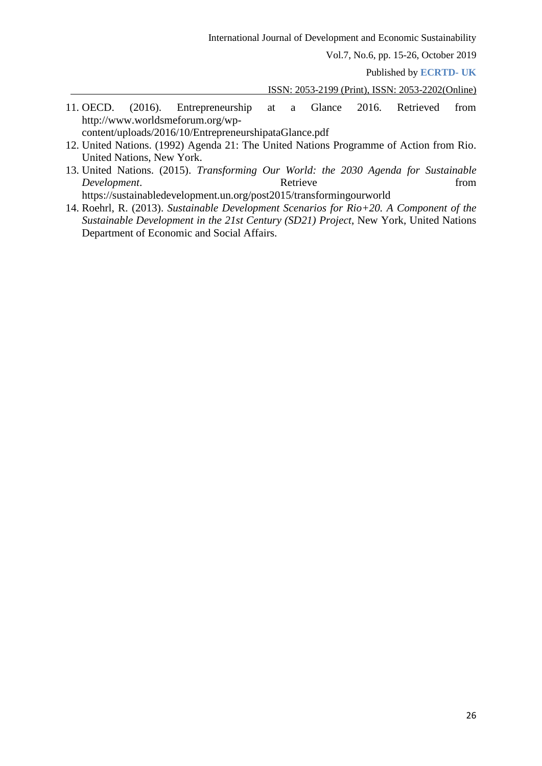11. OECD. (2016). Entrepreneurship at a Glance 2016. Retrieved from http://www.worldsmeforum.org/wp-content/uploads/2016/10/EntrepreneurshipataGlance.pdf
12. United Nations. (1992) Agenda 21: The United Nations Programme of Action from Rio. United Nations, New York.
13. United Nations. (2015). *Transforming Our World: the 2030 Agenda for Sustainable Development*. Retrieve from https://sustainabledevelopment.un.org/post2015/transformingourworld
14. Roehrl, R. (2013). *Sustainable Development Scenarios for Rio+20. A Component of the Sustainable Development in the 21st Century (SD21) Project*, New York, United Nations Department of Economic and Social Affairs.